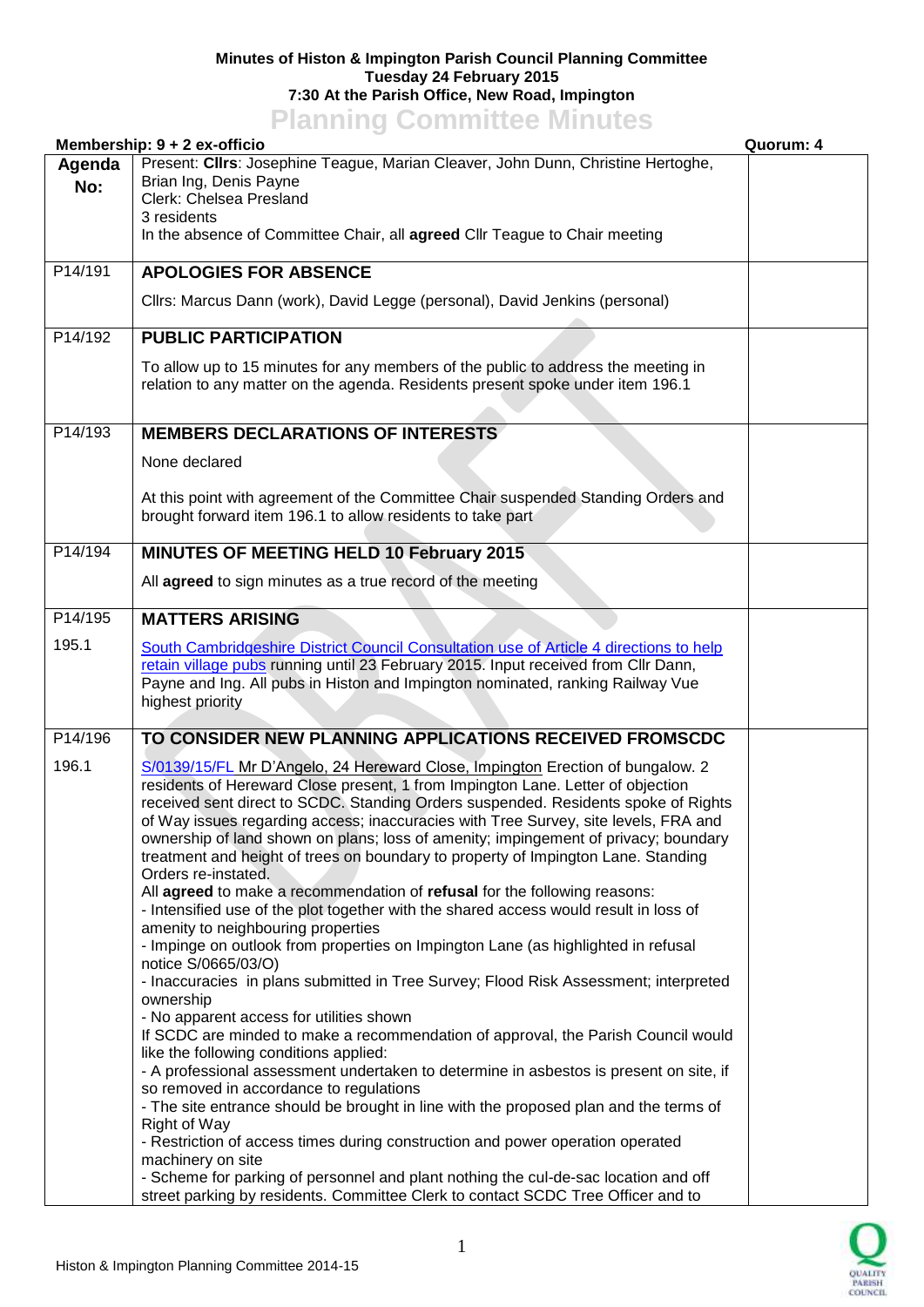**Minutes of Histon & Impington Parish Council Planning Committee**
**Tuesday 24 February 2015**
**7:30 At the Parish Office, New Road, Impington**

# Planning Committee Minutes

**Membership: 9 + 2 ex-officio** **Quorum: 4**

| Agenda No: | | |
|---|---|---|
| | Present: **Cllrs**: Josephine Teague, Marian Cleaver, John Dunn, Christine Hertoghe, Brian Ing, Denis Payne<br>Clerk: Chelsea Presland<br>3 residents<br>In the absence of Committee Chair, all **agreed** Cllr Teague to Chair meeting | |
| P14/191 | **APOLOGIES FOR ABSENCE**<br><br>Cllrs: Marcus Dann (work), David Legge (personal), David Jenkins (personal) | |
| P14/192 | **PUBLIC PARTICIPATION**<br><br>To allow up to 15 minutes for any members of the public to address the meeting in relation to any matter on the agenda. Residents present spoke under item 196.1 | |
| P14/193 | **MEMBERS DECLARATIONS OF INTERESTS**<br><br>None declared<br><br>At this point with agreement of the Committee Chair suspended Standing Orders and brought forward item 196.1 to allow residents to take part | |
| P14/194 | **MINUTES OF MEETING HELD 10 February 2015**<br><br>All **agreed** to sign minutes as a true record of the meeting | |
| P14/195 | **MATTERS ARISING** | |
| 195.1 | South Cambridgeshire District Council Consultation use of Article 4 directions to help retain village pubs running until 23 February 2015. Input received from Cllr Dann, Payne and Ing. All pubs in Histon and Impington nominated, ranking Railway Vue highest priority | |
| P14/196 | **TO CONSIDER NEW PLANNING APPLICATIONS RECEIVED FROMSCDC** | |
| 196.1 | S/0139/15/FL Mr D'Angelo, 24 Hereward Close, Impington Erection of bungalow. 2 residents of Hereward Close present, 1 from Impington Lane. Letter of objection received sent direct to SCDC. Standing Orders suspended. Residents spoke of Rights of Way issues regarding access; inaccuracies with Tree Survey, site levels, FRA and ownership of land shown on plans; loss of amenity; impingement of privacy; boundary treatment and height of trees on boundary to property of Impington Lane. Standing Orders re-instated.<br>All **agreed** to make a recommendation of **refusal** for the following reasons:<br>- Intensified use of the plot together with the shared access would result in loss of amenity to neighbouring properties<br>- Impinge on outlook from properties on Impington Lane (as highlighted in refusal notice S/0665/03/O)<br>- Inaccuracies in plans submitted in Tree Survey; Flood Risk Assessment; interpreted ownership<br>- No apparent access for utilities shown<br>If SCDC are minded to make a recommendation of approval, the Parish Council would like the following conditions applied:<br>- A professional assessment undertaken to determine in asbestos is present on site, if so removed in accordance to regulations<br>- The site entrance should be brought in line with the proposed plan and the terms of Right of Way<br>- Restriction of access times during construction and power operation operated machinery on site<br>- Scheme for parking of personnel and plant nothing the cul-de-sac location and off street parking by residents. Committee Clerk to contact SCDC Tree Officer and to | |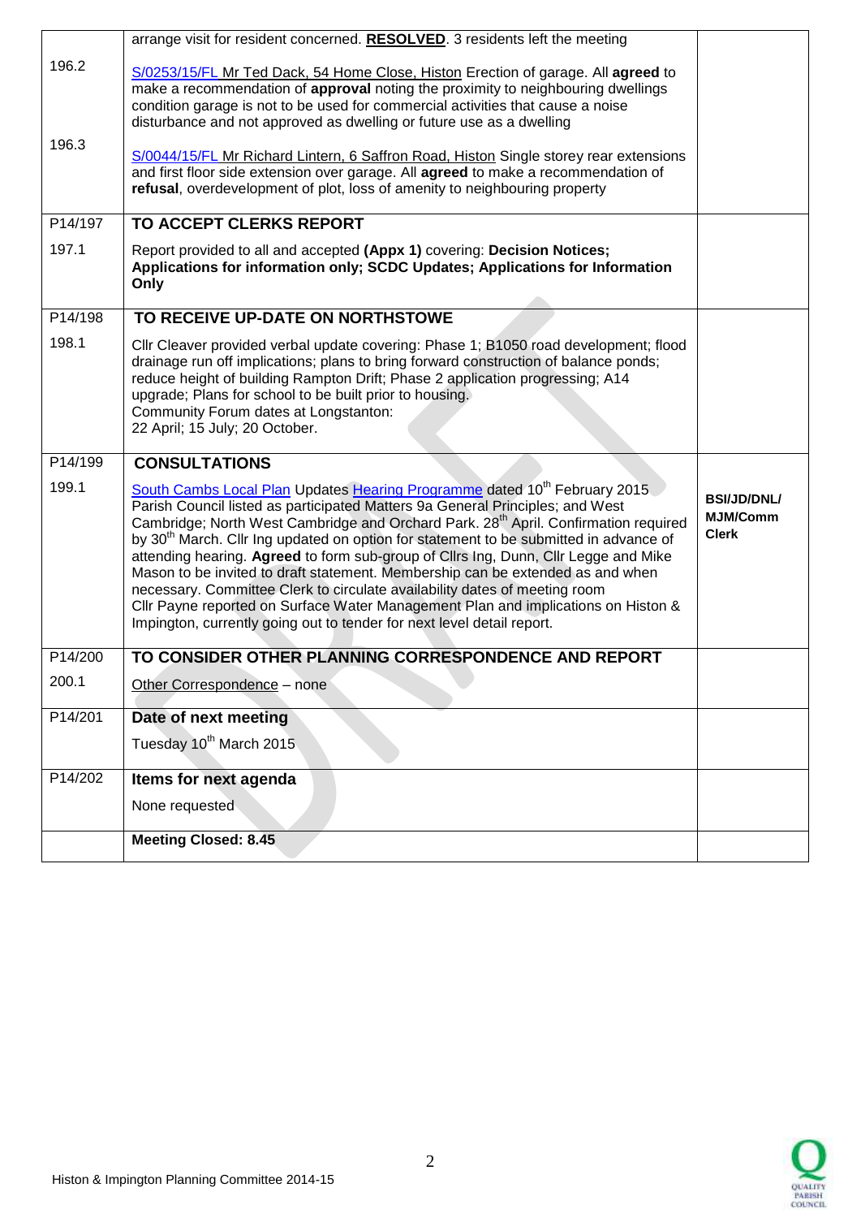| | | |
|---|---|---|
| | arrange visit for resident concerned. **RESOLVED**. 3 residents left the meeting | |
| 196.2 | S/0253/15/FL Mr Ted Dack, 54 Home Close, Histon Erection of garage. All **agreed** to make a recommendation of **approval** noting the proximity to neighbouring dwellings condition garage is not to be used for commercial activities that cause a noise disturbance and not approved as dwelling or future use as a dwelling | |
| 196.3 | S/0044/15/FL Mr Richard Lintern, 6 Saffron Road, Histon Single storey rear extensions and first floor side extension over garage. All **agreed** to make a recommendation of **refusal**, overdevelopment of plot, loss of amenity to neighbouring property | |
| P14/197 | **TO ACCEPT CLERKS REPORT** | |
| 197.1 | Report provided to all and accepted **(Appx 1)** covering: **Decision Notices; Applications for information only; SCDC Updates; Applications for Information Only** | |
| P14/198 | **TO RECEIVE UP-DATE ON NORTHSTOWE** | |
| 198.1 | Cllr Cleaver provided verbal update covering: Phase 1; B1050 road development; flood drainage run off implications; plans to bring forward construction of balance ponds; reduce height of building Rampton Drift; Phase 2 application progressing; A14 upgrade; Plans for school to be built prior to housing.<br>Community Forum dates at Longstanton:<br>22 April; 15 July; 20 October. | |
| P14/199 | **CONSULTATIONS** | |
| 199.1 | South Cambs Local Plan Updates Hearing Programme dated 10th February 2015 Parish Council listed as participated Matters 9a General Principles; and West Cambridge; North West Cambridge and Orchard Park. 28th April. Confirmation required by 30th March. Cllr Ing updated on option for statement to be submitted in advance of attending hearing. **Agreed** to form sub-group of Cllrs Ing, Dunn, Cllr Legge and Mike Mason to be invited to draft statement. Membership can be extended as and when necessary. Committee Clerk to circulate availability dates of meeting room<br>Cllr Payne reported on Surface Water Management Plan and implications on Histon & Impington, currently going out to tender for next level detail report. | **BSI/JD/DNL/ MJM/Comm Clerk** |
| P14/200 | **TO CONSIDER OTHER PLANNING CORRESPONDENCE AND REPORT** | |
| 200.1 | Other Correspondence – none | |
| P14/201 | **Date of next meeting** | |
| | Tuesday 10th March 2015 | |
| P14/202 | **Items for next agenda** | |
| | None requested | |
| | **Meeting Closed: 8.45** | |